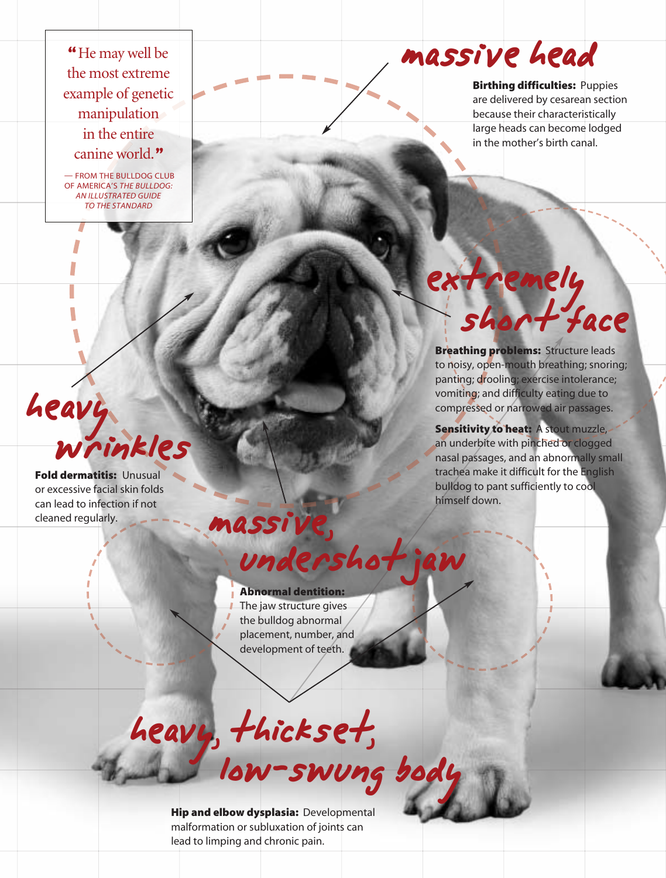> "He may well be the most extreme example of genetic manipulation in the entire canine world."
>
> — FROM THE BULLDOG CLUB OF AMERICA'S *THE BULLDOG: AN ILLUSTRATED GUIDE TO THE STANDARD*

## massive head

**Birthing difficulties:** Puppies are delivered by cesarean section because their characteristically large heads can become lodged in the mother's birth canal.

## extremely short face

**Breathing problems:** Structure leads to noisy, open-mouth breathing; snoring; panting; drooling; exercise intolerance; vomiting; and difficulty eating due to compressed or narrowed air passages.

**Sensitivity to heat:** A stout muzzle, an underbite with pinched or clogged nasal passages, and an abnormally small trachea make it difficult for the English bulldog to pant sufficiently to cool himself down.

## heavy wrinkles

**Fold dermatitis:** Unusual or excessive facial skin folds can lead to infection if not cleaned regularly.

## massive, undershot jaw

**Abnormal dentition:** The jaw structure gives the bulldog abnormal placement, number, and development of teeth.

## heavy, thickset, low-swung body

**Hip and elbow dysplasia:** Developmental malformation or subluxation of joints can lead to limping and chronic pain.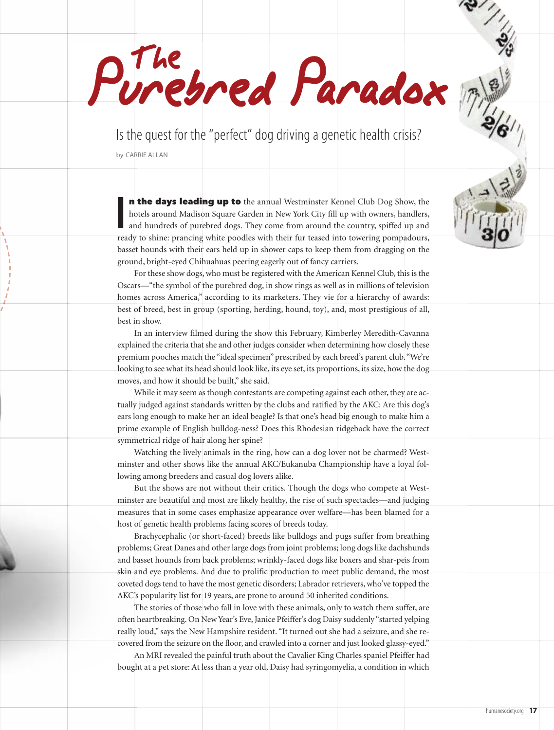# The Purebred Paradox

Is the quest for the "perfect" dog driving a genetic health crisis?

by CARRIE ALLAN

**In the days leading up to** the annual Westminster Kennel Club Dog Show, the hotels around Madison Square Garden in New York City fill up with owners, handlers, and hundreds of purebred dogs. They come from around the country, spiffed up and ready to shine: prancing white poodles with their fur teased into towering pompadours, basset hounds with their ears held up in shower caps to keep them from dragging on the ground, bright-eyed Chihuahuas peering eagerly out of fancy carriers.

For these show dogs, who must be registered with the American Kennel Club, this is the Oscars—"the symbol of the purebred dog, in show rings as well as in millions of television homes across America," according to its marketers. They vie for a hierarchy of awards: best of breed, best in group (sporting, herding, hound, toy), and, most prestigious of all, best in show.

In an interview filmed during the show this February, Kimberley Meredith-Cavanna explained the criteria that she and other judges consider when determining how closely these premium pooches match the "ideal specimen" prescribed by each breed's parent club. "We're looking to see what its head should look like, its eye set, its proportions, its size, how the dog moves, and how it should be built," she said.

While it may seem as though contestants are competing against each other, they are actually judged against standards written by the clubs and ratified by the AKC: Are this dog's ears long enough to make her an ideal beagle? Is that one's head big enough to make him a prime example of English bulldog-ness? Does this Rhodesian ridgeback have the correct symmetrical ridge of hair along her spine?

Watching the lively animals in the ring, how can a dog lover not be charmed? Westminster and other shows like the annual AKC/Eukanuba Championship have a loyal following among breeders and casual dog lovers alike.

But the shows are not without their critics. Though the dogs who compete at Westminster are beautiful and most are likely healthy, the rise of such spectacles—and judging measures that in some cases emphasize appearance over welfare—has been blamed for a host of genetic health problems facing scores of breeds today.

Brachycephalic (or short-faced) breeds like bulldogs and pugs suffer from breathing problems; Great Danes and other large dogs from joint problems; long dogs like dachshunds and basset hounds from back problems; wrinkly-faced dogs like boxers and shar-peis from skin and eye problems. And due to prolific production to meet public demand, the most coveted dogs tend to have the most genetic disorders; Labrador retrievers, who've topped the AKC's popularity list for 19 years, are prone to around 50 inherited conditions.

The stories of those who fall in love with these animals, only to watch them suffer, are often heartbreaking. On New Year's Eve, Janice Pfeiffer's dog Daisy suddenly "started yelping really loud," says the New Hampshire resident. "It turned out she had a seizure, and she recovered from the seizure on the floor, and crawled into a corner and just looked glassy-eyed."

An MRI revealed the painful truth about the Cavalier King Charles spaniel Pfeiffer had bought at a pet store: At less than a year old, Daisy had syringomyelia, a condition in which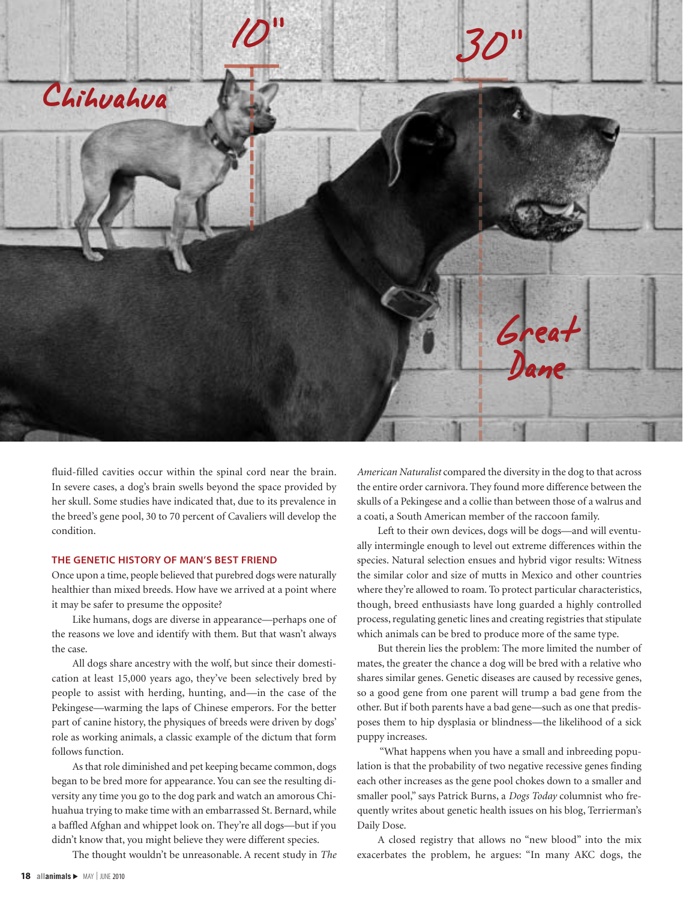fluid-filled cavities occur within the spinal cord near the brain. In severe cases, a dog's brain swells beyond the space provided by her skull. Some studies have indicated that, due to its prevalence in the breed's gene pool, 30 to 70 percent of Cavaliers will develop the condition.

## THE GENETIC HISTORY OF MAN'S BEST FRIEND

Once upon a time, people believed that purebred dogs were naturally healthier than mixed breeds. How have we arrived at a point where it may be safer to presume the opposite?

Like humans, dogs are diverse in appearance—perhaps one of the reasons we love and identify with them. But that wasn't always the case.

All dogs share ancestry with the wolf, but since their domestication at least 15,000 years ago, they've been selectively bred by people to assist with herding, hunting, and—in the case of the Pekingese—warming the laps of Chinese emperors. For the better part of canine history, the physiques of breeds were driven by dogs' role as working animals, a classic example of the dictum that form follows function.

As that role diminished and pet keeping became common, dogs began to be bred more for appearance. You can see the resulting diversity any time you go to the dog park and watch an amorous Chihuahua trying to make time with an embarrassed St. Bernard, while a baffled Afghan and whippet look on. They're all dogs—but if you didn't know that, you might believe they were different species.

The thought wouldn't be unreasonable. A recent study in *The American Naturalist* compared the diversity in the dog to that across the entire order carnivora. They found more difference between the skulls of a Pekingese and a collie than between those of a walrus and a coati, a South American member of the raccoon family.

Left to their own devices, dogs will be dogs—and will eventually intermingle enough to level out extreme differences within the species. Natural selection ensues and hybrid vigor results: Witness the similar color and size of mutts in Mexico and other countries where they're allowed to roam. To protect particular characteristics, though, breed enthusiasts have long guarded a highly controlled process, regulating genetic lines and creating registries that stipulate which animals can be bred to produce more of the same type.

But therein lies the problem: The more limited the number of mates, the greater the chance a dog will be bred with a relative who shares similar genes. Genetic diseases are caused by recessive genes, so a good gene from one parent will trump a bad gene from the other. But if both parents have a bad gene—such as one that predisposes them to hip dysplasia or blindness—the likelihood of a sick puppy increases.

"What happens when you have a small and inbreeding population is that the probability of two negative recessive genes finding each other increases as the gene pool chokes down to a smaller and smaller pool," says Patrick Burns, a *Dogs Today* columnist who frequently writes about genetic health issues on his blog, Terrierman's Daily Dose.

A closed registry that allows no "new blood" into the mix exacerbates the problem, he argues: "In many AKC dogs, the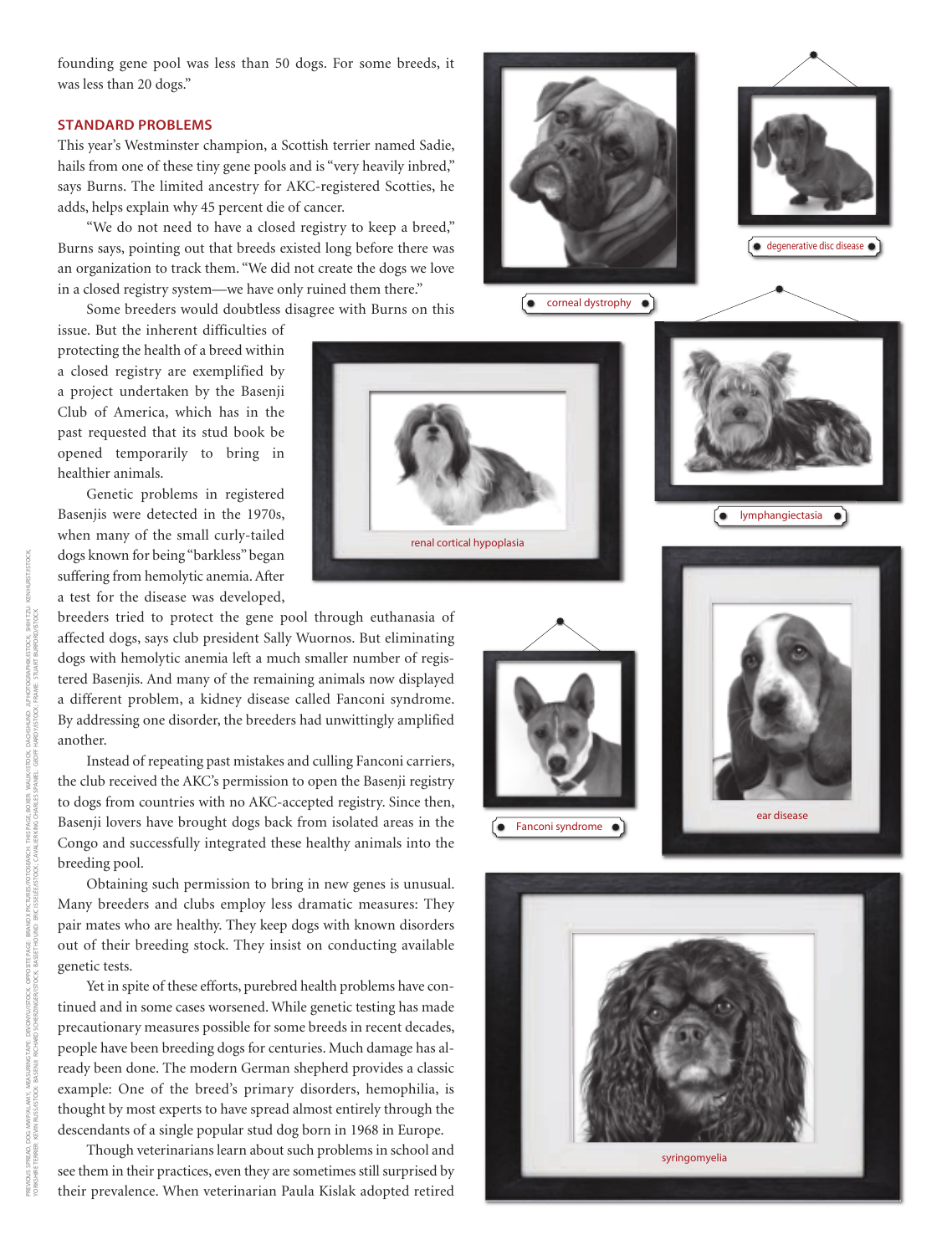founding gene pool was less than 50 dogs. For some breeds, it was less than 20 dogs."

## STANDARD PROBLEMS

This year's Westminster champion, a Scottish terrier named Sadie, hails from one of these tiny gene pools and is "very heavily inbred," says Burns. The limited ancestry for AKC-registered Scotties, he adds, helps explain why 45 percent die of cancer.

"We do not need to have a closed registry to keep a breed," Burns says, pointing out that breeds existed long before there was an organization to track them. "We did not create the dogs we love in a closed registry system—we have only ruined them there."

Some breeders would doubtless disagree with Burns on this issue. But the inherent difficulties of protecting the health of a breed within a closed registry are exemplified by a project undertaken by the Basenji Club of America, which has in the past requested that its stud book be opened temporarily to bring in healthier animals.

Genetic problems in registered Basenjis were detected in the 1970s, when many of the small curly-tailed dogs known for being "barkless" began suffering from hemolytic anemia. After a test for the disease was developed, breeders tried to protect the gene pool through euthanasia of affected dogs, says club president Sally Wuornos. But eliminating dogs with hemolytic anemia left a much smaller number of registered Basenjis. And many of the remaining animals now displayed a different problem, a kidney disease called Fanconi syndrome. By addressing one disorder, the breeders had unwittingly amplified another.

Instead of repeating past mistakes and culling Fanconi carriers, the club received the AKC's permission to open the Basenji registry to dogs from countries with no AKC-accepted registry. Since then, Basenji lovers have brought dogs back from isolated areas in the Congo and successfully integrated these healthy animals into the breeding pool.

Obtaining such permission to bring in new genes is unusual. Many breeders and clubs employ less dramatic measures: They pair mates who are healthy. They keep dogs with known disorders out of their breeding stock. They insist on conducting available genetic tests.

Yet in spite of these efforts, purebred health problems have continued and in some cases worsened. While genetic testing has made precautionary measures possible for some breeds in recent decades, people have been breeding dogs for centuries. Much damage has already been done. The modern German shepherd provides a classic example: One of the breed's primary disorders, hemophilia, is thought by most experts to have spread almost entirely through the descendants of a single popular stud dog born in 1968 in Europe.

Though veterinarians learn about such problems in school and see them in their practices, even they are sometimes still surprised by their prevalence. When veterinarian Paula Kislak adopted retired

corneal dystrophy

degenerative disc disease

renal cortical hypoplasia

lymphangiectasia

Fanconi syndrome

ear disease

syringomyelia

PREVIOUS SPREAD, DOG: MMP/ALAMY; MEASURING TAPE: DNY59/ISTOCK. OPPOSITE PAGE: BRAND X PICTURES/FOTOSEARCH. THIS PAGE, BOXER: WALIK/ISTOCK; DACHSHUND: JLP PHOTOGRAPHY/ISTOCK; SHIH TZU: KEN HURST/ISTOCK; YORKSHIRE TERRIER: KEVIN RUSS/ISTOCK; BASENJI: RICHARD SCHERZINGER/ISTOCK; BASSET HOUND: ERIC ISSELEE/ISTOCK; CAVALIER KING CHARLES SPANIEL: GEOFF HARDY/ISTOCK; FRAME: STUART BURFORD/ISTOCK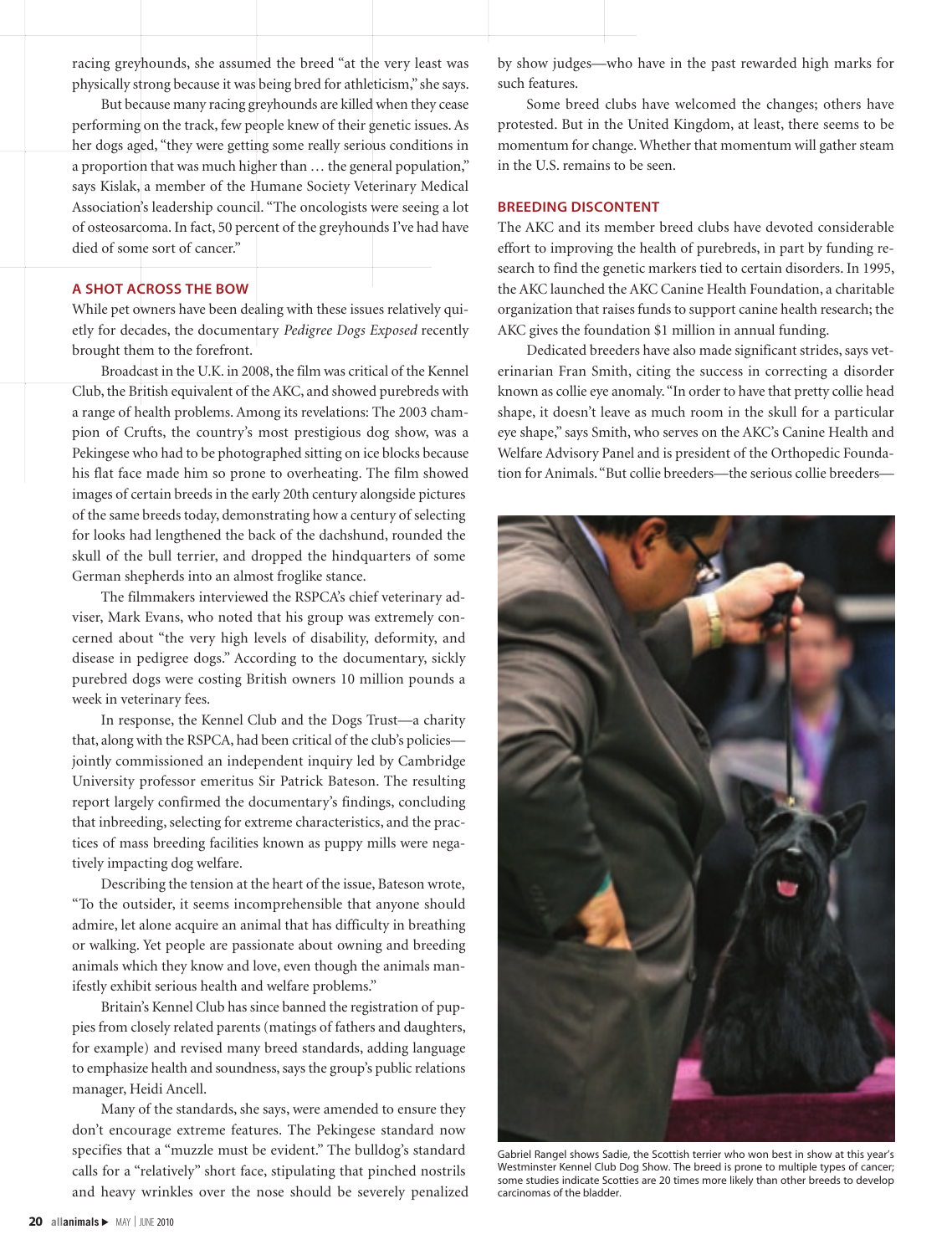racing greyhounds, she assumed the breed "at the very least was physically strong because it was being bred for athleticism," she says.

But because many racing greyhounds are killed when they cease performing on the track, few people knew of their genetic issues. As her dogs aged, "they were getting some really serious conditions in a proportion that was much higher than … the general population," says Kislak, a member of the Humane Society Veterinary Medical Association's leadership council. "The oncologists were seeing a lot of osteosarcoma. In fact, 50 percent of the greyhounds I've had have died of some sort of cancer."

## A SHOT ACROSS THE BOW

While pet owners have been dealing with these issues relatively quietly for decades, the documentary *Pedigree Dogs Exposed* recently brought them to the forefront.

Broadcast in the U.K. in 2008, the film was critical of the Kennel Club, the British equivalent of the AKC, and showed purebreds with a range of health problems. Among its revelations: The 2003 champion of Crufts, the country's most prestigious dog show, was a Pekingese who had to be photographed sitting on ice blocks because his flat face made him so prone to overheating. The film showed images of certain breeds in the early 20th century alongside pictures of the same breeds today, demonstrating how a century of selecting for looks had lengthened the back of the dachshund, rounded the skull of the bull terrier, and dropped the hindquarters of some German shepherds into an almost froglike stance.

The filmmakers interviewed the RSPCA's chief veterinary adviser, Mark Evans, who noted that his group was extremely concerned about "the very high levels of disability, deformity, and disease in pedigree dogs." According to the documentary, sickly purebred dogs were costing British owners 10 million pounds a week in veterinary fees.

In response, the Kennel Club and the Dogs Trust—a charity that, along with the RSPCA, had been critical of the club's policies—jointly commissioned an independent inquiry led by Cambridge University professor emeritus Sir Patrick Bateson. The resulting report largely confirmed the documentary's findings, concluding that inbreeding, selecting for extreme characteristics, and the practices of mass breeding facilities known as puppy mills were negatively impacting dog welfare.

Describing the tension at the heart of the issue, Bateson wrote, "To the outsider, it seems incomprehensible that anyone should admire, let alone acquire an animal that has difficulty in breathing or walking. Yet people are passionate about owning and breeding animals which they know and love, even though the animals manifestly exhibit serious health and welfare problems."

Britain's Kennel Club has since banned the registration of puppies from closely related parents (matings of fathers and daughters, for example) and revised many breed standards, adding language to emphasize health and soundness, says the group's public relations manager, Heidi Ancell.

Many of the standards, she says, were amended to ensure they don't encourage extreme features. The Pekingese standard now specifies that a "muzzle must be evident." The bulldog's standard calls for a "relatively" short face, stipulating that pinched nostrils and heavy wrinkles over the nose should be severely penalized by show judges—who have in the past rewarded high marks for such features.

Some breed clubs have welcomed the changes; others have protested. But in the United Kingdom, at least, there seems to be momentum for change. Whether that momentum will gather steam in the U.S. remains to be seen.

## BREEDING DISCONTENT

The AKC and its member breed clubs have devoted considerable effort to improving the health of purebreds, in part by funding research to find the genetic markers tied to certain disorders. In 1995, the AKC launched the AKC Canine Health Foundation, a charitable organization that raises funds to support canine health research; the AKC gives the foundation $1 million in annual funding.

Dedicated breeders have also made significant strides, says veterinarian Fran Smith, citing the success in correcting a disorder known as collie eye anomaly. "In order to have that pretty collie head shape, it doesn't leave as much room in the skull for a particular eye shape," says Smith, who serves on the AKC's Canine Health and Welfare Advisory Panel and is president of the Orthopedic Foundation for Animals. "But collie breeders—the serious collie breeders—

Gabriel Rangel shows Sadie, the Scottish terrier who won best in show at this year's Westminster Kennel Club Dog Show. The breed is prone to multiple types of cancer; some studies indicate Scotties are 20 times more likely than other breeds to develop carcinomas of the bladder.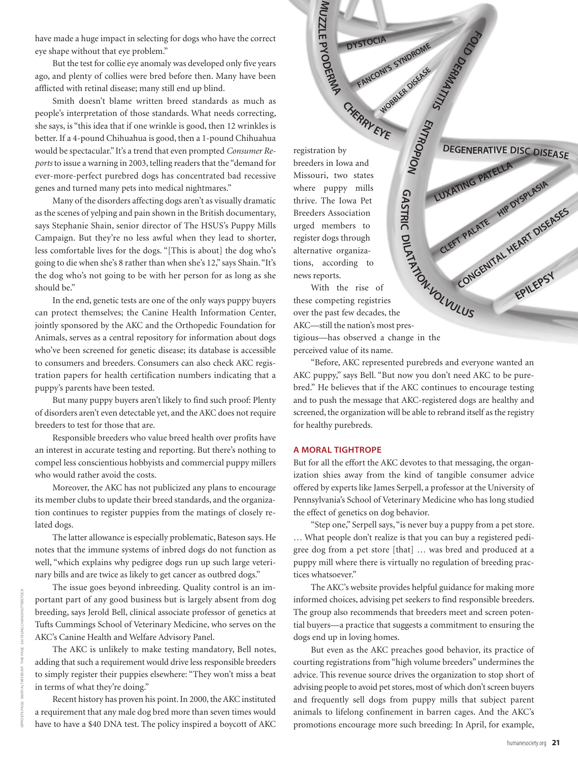have made a huge impact in selecting for dogs who have the correct eye shape without that eye problem."

But the test for collie eye anomaly was developed only five years ago, and plenty of collies were bred before then. Many have been afflicted with retinal disease; many still end up blind.

Smith doesn't blame written breed standards as much as people's interpretation of those standards. What needs correcting, she says, is "this idea that if one wrinkle is good, then 12 wrinkles is better. If a 4-pound Chihuahua is good, then a 1-pound Chihuahua would be spectacular." It's a trend that even prompted *Consumer Reports* to issue a warning in 2003, telling readers that the "demand for ever-more-perfect purebred dogs has concentrated bad recessive genes and turned many pets into medical nightmares."

Many of the disorders affecting dogs aren't as visually dramatic as the scenes of yelping and pain shown in the British documentary, says Stephanie Shain, senior director of The HSUS's Puppy Mills Campaign. But they're no less awful when they lead to shorter, less comfortable lives for the dogs. "[This is about] the dog who's going to die when she's 8 rather than when she's 12," says Shain. "It's the dog who's not going to be with her person for as long as she should be."

In the end, genetic tests are one of the only ways puppy buyers can protect themselves; the Canine Health Information Center, jointly sponsored by the AKC and the Orthopedic Foundation for Animals, serves as a central repository for information about dogs who've been screened for genetic disease; its database is accessible to consumers and breeders. Consumers can also check AKC registration papers for health certification numbers indicating that a puppy's parents have been tested.

But many puppy buyers aren't likely to find such proof: Plenty of disorders aren't even detectable yet, and the AKC does not require breeders to test for those that are.

Responsible breeders who value breed health over profits have an interest in accurate testing and reporting. But there's nothing to compel less conscientious hobbyists and commercial puppy millers who would rather avoid the costs.

Moreover, the AKC has not publicized any plans to encourage its member clubs to update their breed standards, and the organization continues to register puppies from the matings of closely related dogs.

The latter allowance is especially problematic, Bateson says. He notes that the immune systems of inbred dogs do not function as well, "which explains why pedigree dogs run up such large veterinary bills and are twice as likely to get cancer as outbred dogs."

The issue goes beyond inbreeding. Quality control is an important part of any good business but is largely absent from dog breeding, says Jerold Bell, clinical associate professor of genetics at Tufts Cummings School of Veterinary Medicine, who serves on the AKC's Canine Health and Welfare Advisory Panel.

The AKC is unlikely to make testing mandatory, Bell notes, adding that such a requirement would drive less responsible breeders to simply register their puppies elsewhere: "They won't miss a beat in terms of what they're doing."

Recent history has proven his point. In 2000, the AKC instituted a requirement that any male dog bred more than seven times would have to have a $40 DNA test. The policy inspired a boycott of AKC registration by breeders in Iowa and Missouri, two states where puppy mills thrive. The Iowa Pet Breeders Association urged members to register dogs through alternative organizations, according to news reports.

With the rise of these competing registries over the past few decades, the AKC—still the nation's most prestigious—has observed a change in the perceived value of its name.

"Before, AKC represented purebreds and everyone wanted an AKC puppy," says Bell. "But now you don't need AKC to be purebred." He believes that if the AKC continues to encourage testing and to push the message that AKC-registered dogs are healthy and screened, the organization will be able to rebrand itself as the registry for healthy purebreds.

MUZZLE PYODERMA
DYSTOCIA
FANCONI'S SYNDROME
WOBBLER DISEASE
CHERRY EYE
FOLD DERMATITIS
ENTROPION
DEGENERATIVE DISC DISEASE
LUXATING PATELLA
HIP DYSPLASIA
CLEFT PALATE
CONGENITAL HEART DISEASES
GASTRIC DILATATION-VOLVULUS
EPILEPSY

## A MORAL TIGHTROPE

But for all the effort the AKC devotes to that messaging, the organization shies away from the kind of tangible consumer advice offered by experts like James Serpell, a professor at the University of Pennsylvania's School of Veterinary Medicine who has long studied the effect of genetics on dog behavior.

"Step one," Serpell says, "is never buy a puppy from a pet store. … What people don't realize is that you can buy a registered pedigree dog from a pet store [that] … was bred and produced at a puppy mill where there is virtually no regulation of breeding practices whatsoever."

The AKC's website provides helpful guidance for making more informed choices, advising pet seekers to find responsible breeders. The group also recommends that breeders meet and screen potential buyers—a practice that suggests a commitment to ensuring the dogs end up in loving homes.

But even as the AKC preaches good behavior, its practice of courting registrations from "high volume breeders" undermines the advice. This revenue source drives the organization to stop short of advising people to avoid pet stores, most of which don't screen buyers and frequently sell dogs from puppy mills that subject parent animals to lifelong confinement in barren cages. And the AKC's promotions encourage more such breeding: In April, for example,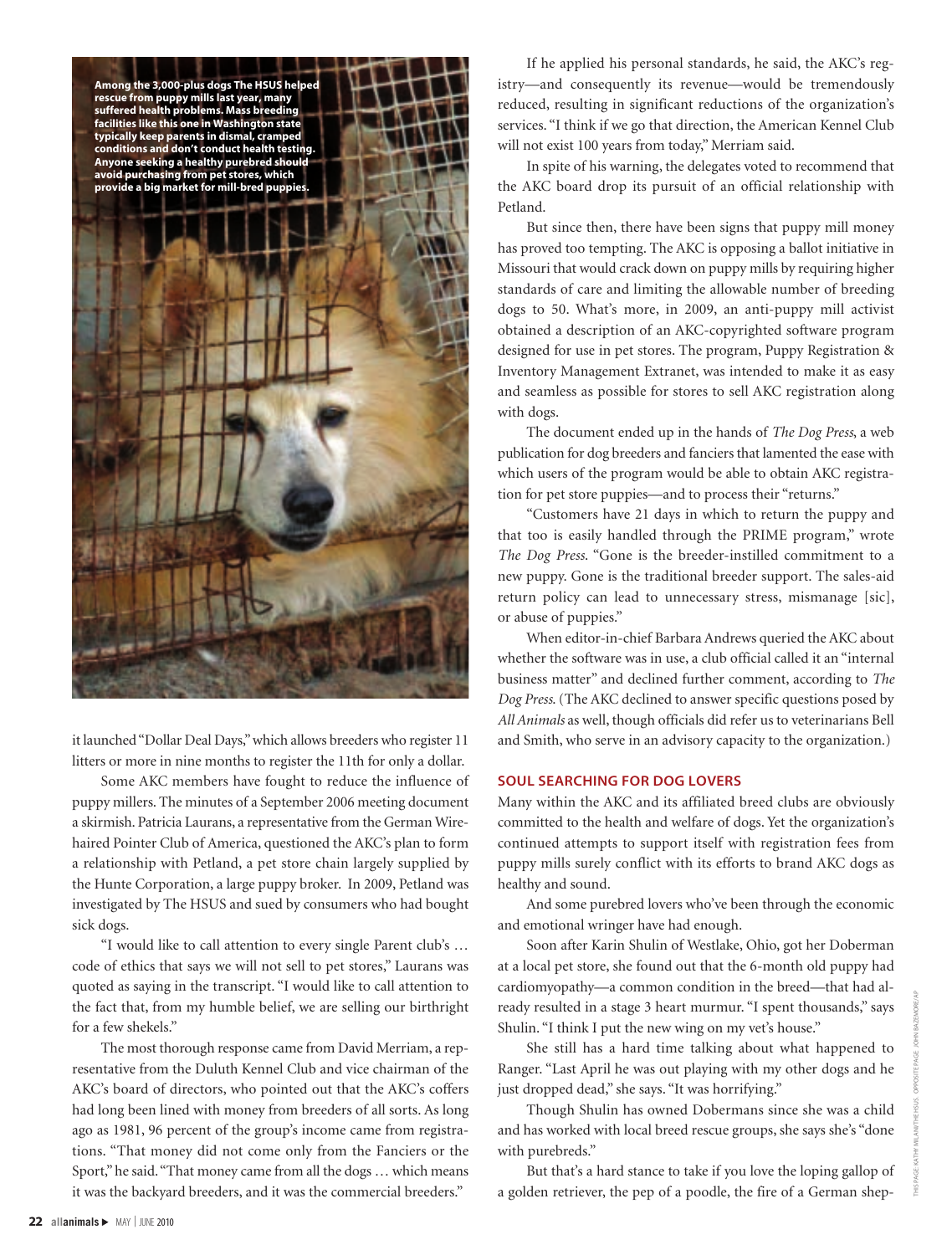Among the 3,000-plus dogs The HSUS helped rescue from puppy mills last year, many suffered health problems. Mass breeding facilities like this one in Washington state typically keep parents in dismal, cramped conditions and don't conduct health testing. Anyone seeking a healthy purebred should avoid purchasing from pet stores, which provide a big market for mill-bred puppies.

it launched "Dollar Deal Days," which allows breeders who register 11 litters or more in nine months to register the 11th for only a dollar.

Some AKC members have fought to reduce the influence of puppy millers. The minutes of a September 2006 meeting document a skirmish. Patricia Laurans, a representative from the German Wirehaired Pointer Club of America, questioned the AKC's plan to form a relationship with Petland, a pet store chain largely supplied by the Hunte Corporation, a large puppy broker. In 2009, Petland was investigated by The HSUS and sued by consumers who had bought sick dogs.

"I would like to call attention to every single Parent club's … code of ethics that says we will not sell to pet stores," Laurans was quoted as saying in the transcript. "I would like to call attention to the fact that, from my humble belief, we are selling our birthright for a few shekels."

The most thorough response came from David Merriam, a representative from the Duluth Kennel Club and vice chairman of the AKC's board of directors, who pointed out that the AKC's coffers had long been lined with money from breeders of all sorts. As long ago as 1981, 96 percent of the group's income came from registrations. "That money did not come only from the Fanciers or the Sport," he said. "That money came from all the dogs … which means it was the backyard breeders, and it was the commercial breeders."

If he applied his personal standards, he said, the AKC's registry—and consequently its revenue—would be tremendously reduced, resulting in significant reductions of the organization's services. "I think if we go that direction, the American Kennel Club will not exist 100 years from today," Merriam said.

In spite of his warning, the delegates voted to recommend that the AKC board drop its pursuit of an official relationship with Petland.

But since then, there have been signs that puppy mill money has proved too tempting. The AKC is opposing a ballot initiative in Missouri that would crack down on puppy mills by requiring higher standards of care and limiting the allowable number of breeding dogs to 50. What's more, in 2009, an anti-puppy mill activist obtained a description of an AKC-copyrighted software program designed for use in pet stores. The program, Puppy Registration & Inventory Management Extranet, was intended to make it as easy and seamless as possible for stores to sell AKC registration along with dogs.

The document ended up in the hands of *The Dog Press*, a web publication for dog breeders and fanciers that lamented the ease with which users of the program would be able to obtain AKC registration for pet store puppies—and to process their "returns."

"Customers have 21 days in which to return the puppy and that too is easily handled through the PRIME program," wrote *The Dog Press*. "Gone is the breeder-instilled commitment to a new puppy. Gone is the traditional breeder support. The sales-aid return policy can lead to unnecessary stress, mismanage [sic], or abuse of puppies."

When editor-in-chief Barbara Andrews queried the AKC about whether the software was in use, a club official called it an "internal business matter" and declined further comment, according to *The Dog Press*. (The AKC declined to answer specific questions posed by *All Animals* as well, though officials did refer us to veterinarians Bell and Smith, who serve in an advisory capacity to the organization.)

## SOUL SEARCHING FOR DOG LOVERS

Many within the AKC and its affiliated breed clubs are obviously committed to the health and welfare of dogs. Yet the organization's continued attempts to support itself with registration fees from puppy mills surely conflict with its efforts to brand AKC dogs as healthy and sound.

And some purebred lovers who've been through the economic and emotional wringer have had enough.

Soon after Karin Shulin of Westlake, Ohio, got her Doberman at a local pet store, she found out that the 6-month old puppy had cardiomyopathy—a common condition in the breed—that had already resulted in a stage 3 heart murmur. "I spent thousands," says Shulin. "I think I put the new wing on my vet's house."

She still has a hard time talking about what happened to Ranger. "Last April he was out playing with my other dogs and he just dropped dead," she says. "It was horrifying."

Though Shulin has owned Dobermans since she was a child and has worked with local breed rescue groups, she says she's "done with purebreds."

But that's a hard stance to take if you love the loping gallop of a golden retriever, the pep of a poodle, the fire of a German shep-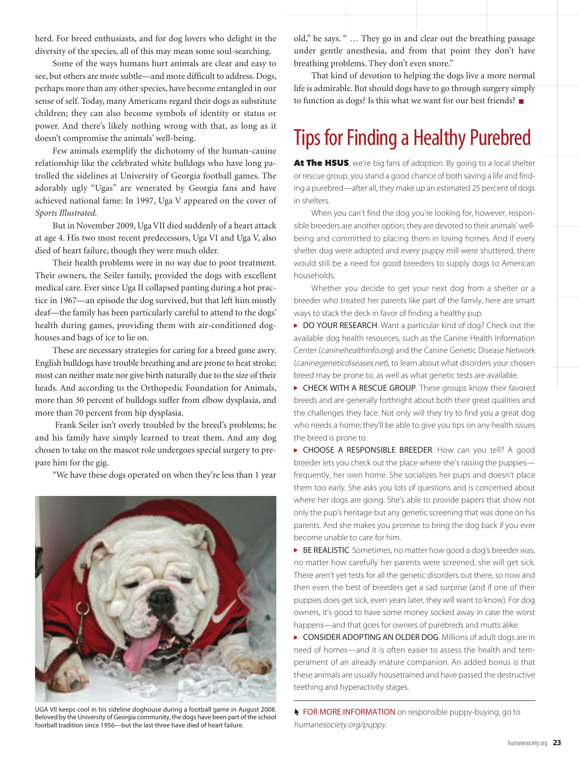herd. For breed enthusiasts, and for dog lovers who delight in the diversity of the species, all of this may mean some soul-searching.

Some of the ways humans hurt animals are clear and easy to see, but others are more subtle—and more difficult to address. Dogs, perhaps more than any other species, have become entangled in our sense of self. Today, many Americans regard their dogs as substitute children; they can also become symbols of identity or status or power. And there's likely nothing wrong with that, as long as it doesn't compromise the animals' well-being.

Few animals exemplify the dichotomy of the human-canine relationship like the celebrated white bulldogs who have long patrolled the sidelines at University of Georgia football games. The adorably ugly "Ugas" are venerated by Georgia fans and have achieved national fame: In 1997, Uga V appeared on the cover of *Sports Illustrated*.

But in November 2009, Uga VII died suddenly of a heart attack at age 4. His two most recent predecessors, Uga VI and Uga V, also died of heart failure, though they were much older.

Their health problems were in no way due to poor treatment. Their owners, the Seiler family, provided the dogs with excellent medical care. Ever since Uga II collapsed panting during a hot practice in 1967—an episode the dog survived, but that left him mostly deaf—the family has been particularly careful to attend to the dogs' health during games, providing them with air-conditioned doghouses and bags of ice to lie on.

These are necessary strategies for caring for a breed gone awry. English bulldogs have trouble breathing and are prone to heat stroke; most can neither mate nor give birth naturally due to the size of their heads. And according to the Orthopedic Foundation for Animals, more than 30 percent of bulldogs suffer from elbow dysplasia, and more than 70 percent from hip dysplasia.

Frank Seiler isn't overly troubled by the breed's problems; he and his family have simply learned to treat them. And any dog chosen to take on the mascot role undergoes special surgery to prepare him for the gig.

"We have these dogs operated on when they're less than 1 year old," he says. " … They go in and clear out the breathing passage under gentle anesthesia, and from that point they don't have breathing problems. They don't even snore."

That kind of devotion to helping the dogs live a more normal life is admirable. But should dogs have to go through surgery simply to function as dogs? Is this what we want for our best friends? ■

UGA VII keeps cool in his sideline doghouse during a football game in August 2008. Beloved by the University of Georgia community, the dogs have been part of the school football tradition since 1956—but the last three have died of heart failure.

# Tips for Finding a Healthy Purebred

**At The HSUS**, we're big fans of adoption. By going to a local shelter or rescue group, you stand a good chance of both saving a life and finding a purebred—after all, they make up an estimated 25 percent of dogs in shelters.

When you can't find the dog you're looking for, however, responsible breeders are another option; they are devoted to their animals' well-being and committed to placing them in loving homes. And if every shelter dog were adopted and every puppy mill were shuttered, there would still be a need for good breeders to supply dogs to American households.

Whether you decide to get your next dog from a shelter or a breeder who treated her parents like part of the family, here are smart ways to stack the deck in favor of finding a healthy pup.

- DO YOUR RESEARCH. Want a particular kind of dog? Check out the available dog health resources, such as the Canine Health Information Center (*caninehealthinfo.org*) and the Canine Genetic Disease Network (*caninegeneticdiseases.net*), to learn about what disorders your chosen breed may be prone to, as well as what genetic tests are available.
- CHECK WITH A RESCUE GROUP. These groups know their favored breeds and are generally forthright about both their great qualities and the challenges they face. Not only will they try to find you a great dog who needs a home; they'll be able to give you tips on any health issues the breed is prone to.
- CHOOSE A RESPONSIBLE BREEDER. How can you tell? A good breeder lets you check out the place where she's raising the puppies—frequently, her own home. She socializes her pups and doesn't place them too early. She asks you lots of questions and is concerned about where her dogs are going. She's able to provide papers that show not only the pup's heritage but any genetic screening that was done on his parents. And she makes you promise to bring the dog back if you ever become unable to care for him.
- BE REALISTIC. Sometimes, no matter how good a dog's breeder was, no matter how carefully her parents were screened, she will get sick. There aren't yet tests for all the genetic disorders out there, so now and then even the best of breeders get a sad surprise (and if one of their puppies does get sick, even years later, they will want to know). For dog owners, it's good to have some money socked away in case the worst happens—and that goes for owners of purebreds and mutts alike.
- CONSIDER ADOPTING AN OLDER DOG. Millions of adult dogs are in need of homes—and it is often easier to assess the health and temperament of an already mature companion. An added bonus is that these animals are usually housetrained and have passed the destructive teething and hyperactivity stages.

FOR MORE INFORMATION on responsible puppy-buying, go to *humanesociety.org/puppy*.